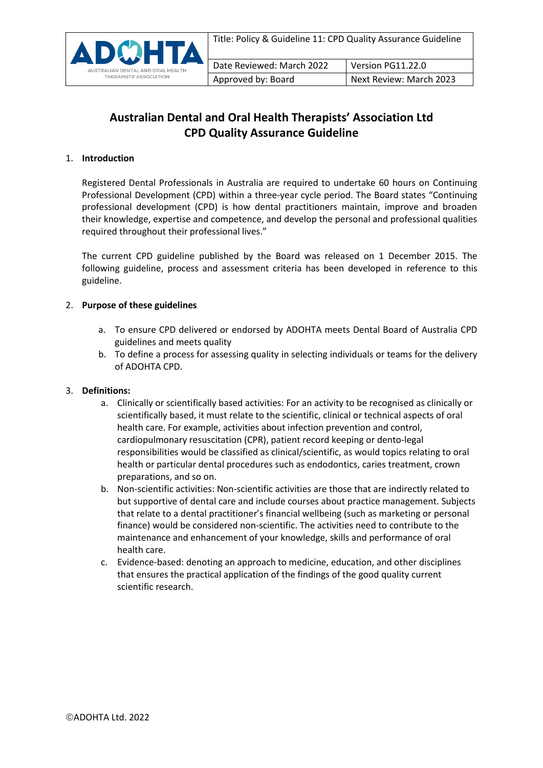| ADOHTA AUSTRALIAN DENTAL AND ORAL HEALTH THERAPISTS' ASSOCIATION | Title: Policy & Guideline 11: CPD Quality Assurance Guideline | |
|---|---|---|
| | Date Reviewed: March 2022 | Version PG11.22.0 |
| | Approved by: Board | Next Review: March 2023 |

# Australian Dental and Oral Health Therapists' Association Ltd
# CPD Quality Assurance Guideline

## 1. Introduction

Registered Dental Professionals in Australia are required to undertake 60 hours on Continuing Professional Development (CPD) within a three-year cycle period. The Board states "Continuing professional development (CPD) is how dental practitioners maintain, improve and broaden their knowledge, expertise and competence, and develop the personal and professional qualities required throughout their professional lives."

The current CPD guideline published by the Board was released on 1 December 2015. The following guideline, process and assessment criteria has been developed in reference to this guideline.

## 2. Purpose of these guidelines

a. To ensure CPD delivered or endorsed by ADOHTA meets Dental Board of Australia CPD guidelines and meets quality

b. To define a process for assessing quality in selecting individuals or teams for the delivery of ADOHTA CPD.

## 3. Definitions:

a. Clinically or scientifically based activities: For an activity to be recognised as clinically or scientifically based, it must relate to the scientific, clinical or technical aspects of oral health care. For example, activities about infection prevention and control, cardiopulmonary resuscitation (CPR), patient record keeping or dento-legal responsibilities would be classified as clinical/scientific, as would topics relating to oral health or particular dental procedures such as endodontics, caries treatment, crown preparations, and so on.

b. Non-scientific activities: Non-scientific activities are those that are indirectly related to but supportive of dental care and include courses about practice management. Subjects that relate to a dental practitioner's financial wellbeing (such as marketing or personal finance) would be considered non-scientific. The activities need to contribute to the maintenance and enhancement of your knowledge, skills and performance of oral health care.

c. Evidence-based: denoting an approach to medicine, education, and other disciplines that ensures the practical application of the findings of the good quality current scientific research.

©ADOHTA Ltd. 2022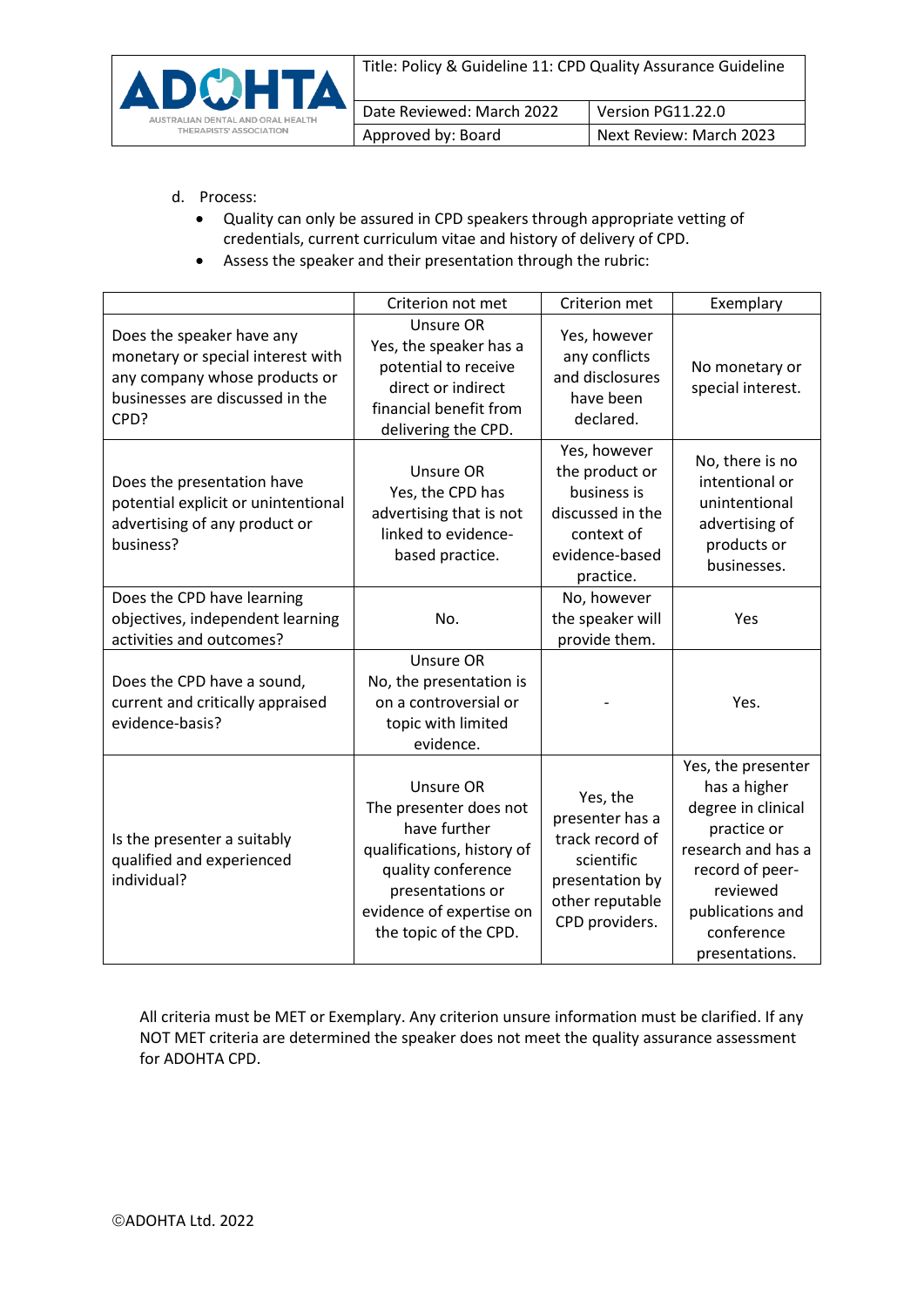d. Process:
   - Quality can only be assured in CPD speakers through appropriate vetting of credentials, current curriculum vitae and history of delivery of CPD.
   - Assess the speaker and their presentation through the rubric:

| | Criterion not met | Criterion met | Exemplary |
|---|---|---|---|
| Does the speaker have any monetary or special interest with any company whose products or businesses are discussed in the CPD? | Unsure OR Yes, the speaker has a potential to receive direct or indirect financial benefit from delivering the CPD. | Yes, however any conflicts and disclosures have been declared. | No monetary or special interest. |
| Does the presentation have potential explicit or unintentional advertising of any product or business? | Unsure OR Yes, the CPD has advertising that is not linked to evidence-based practice. | Yes, however the product or business is discussed in the context of evidence-based practice. | No, there is no intentional or unintentional advertising of products or businesses. |
| Does the CPD have learning objectives, independent learning activities and outcomes? | No. | No, however the speaker will provide them. | Yes |
| Does the CPD have a sound, current and critically appraised evidence-basis? | Unsure OR No, the presentation is on a controversial or topic with limited evidence. | - | Yes. |
| Is the presenter a suitably qualified and experienced individual? | Unsure OR The presenter does not have further qualifications, history of quality conference presentations or evidence of expertise on the topic of the CPD. | Yes, the presenter has a track record of scientific presentation by other reputable CPD providers. | Yes, the presenter has a higher degree in clinical practice or research and has a record of peer-reviewed publications and conference presentations. |

All criteria must be MET or Exemplary. Any criterion unsure information must be clarified. If any NOT MET criteria are determined the speaker does not meet the quality assurance assessment for ADOHTA CPD.